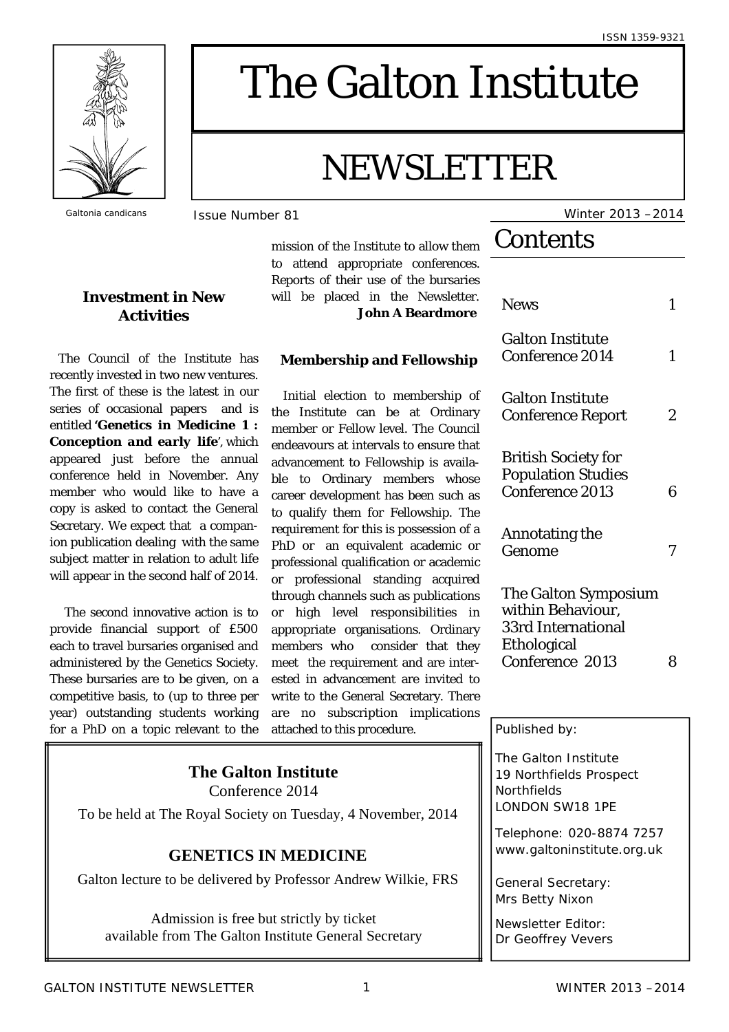ISSN 1359-9321

# The Galton Institute

# NEWSLETTER

Galtonia candicans

Issue Number 81

Winter 2013 – 2014

## Contents

| | |
|---|---|
| News | 1 |
| Galton Institute Conference 2014 | 1 |
| Galton Institute Conference Report | 2 |
| British Society for Population Studies Conference 2013 | 6 |
| Annotating the Genome | 7 |
| The Galton Symposium within Behaviour, 33rd International Ethological Conference 2013 | 8 |

### Investment in New Activities

The Council of the Institute has recently invested in two new ventures. The first of these is the latest in our series of occasional papers and is entitled **'Genetics in Medicine 1 : *Conception and early life*'**, which appeared just before the annual conference held in November. Any member who would like to have a copy is asked to contact the General Secretary. We expect that a companion publication dealing with the same subject matter in relation to adult life will appear in the second half of 2014.

The second innovative action is to provide financial support of £500 each to travel bursaries organised and administered by the Genetics Society. These bursaries are to be given, on a competitive basis, to (up to three per year) outstanding students working for a PhD on a topic relevant to the mission of the Institute to allow them to attend appropriate conferences. Reports of their use of the bursaries will be placed in the Newsletter.

**John A Beardmore**

### Membership and Fellowship

Initial election to membership of the Institute can be at Ordinary member or Fellow level. The Council endeavours at intervals to ensure that advancement to Fellowship is available to Ordinary members whose career development has been such as to qualify them for Fellowship. The requirement for this is possession of a PhD or an equivalent academic or professional qualification or academic or professional standing acquired through channels such as publications or high level responsibilities in appropriate organisations. Ordinary members who consider that they meet the requirement and are interested in advancement are invited to write to the General Secretary. There are no subscription implications attached to this procedure.

**The Galton Institute**
Conference 2014

To be held at The Royal Society on Tuesday, 4 November, 2014

**GENETICS IN MEDICINE**

Galton lecture to be delivered by Professor Andrew Wilkie, FRS

Admission is free but strictly by ticket
available from The Galton Institute General Secretary

Published by:

The Galton Institute
19 Northfields Prospect
Northfields
LONDON SW18 1PE

Telephone: 020-8874 7257
www.galtoninstitute.org.uk

General Secretary:
Mrs Betty Nixon

Newsletter Editor:
Dr Geoffrey Vevers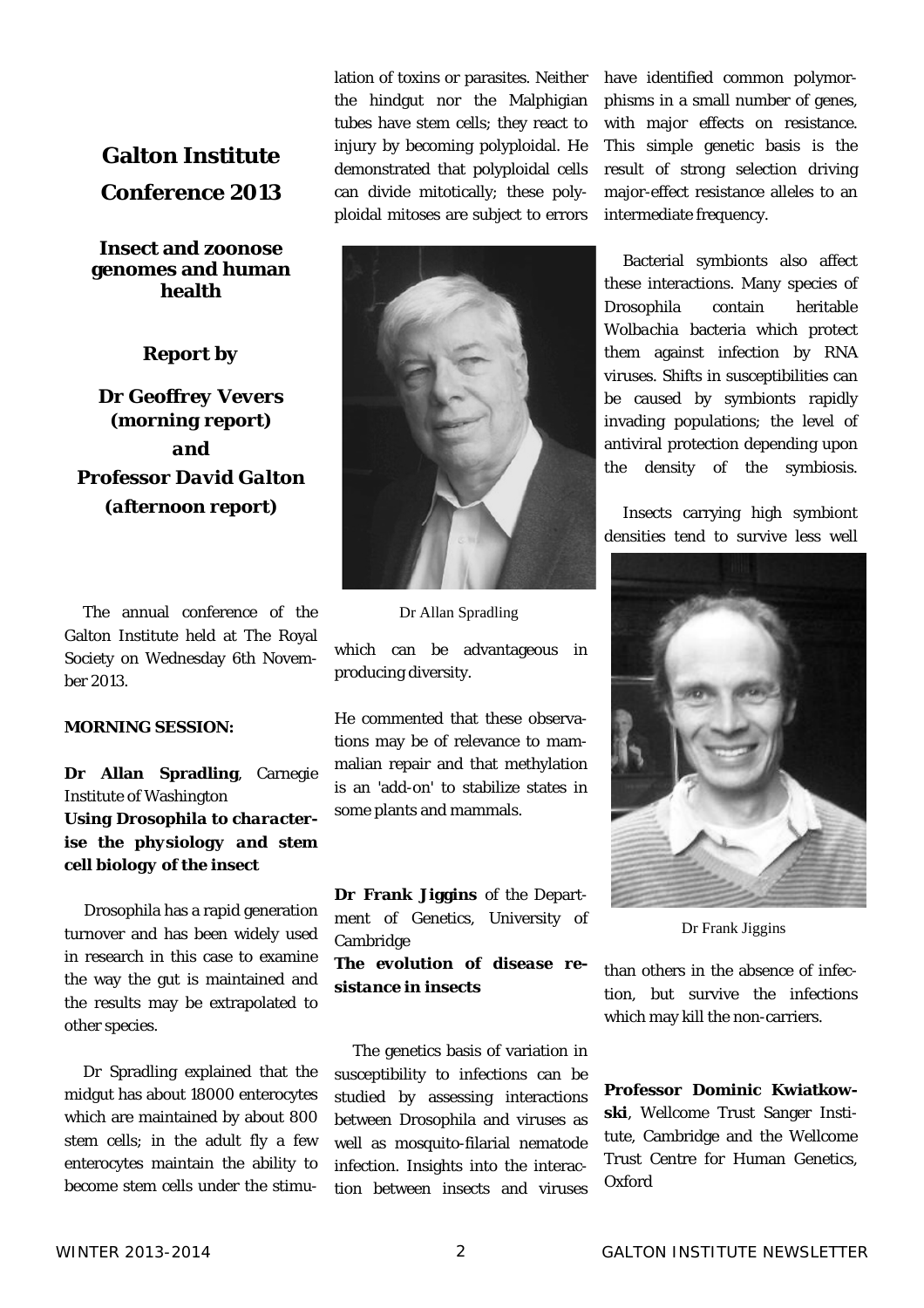# Galton Institute Conference 2013

## Insect and zoonose genomes and human health

### *Report by*

### *Dr Geoffrey Vevers (morning report) and Professor David Galton (afternoon report)*

The annual conference of the Galton Institute held at The Royal Society on Wednesday 6th November 2013.

**MORNING SESSION:**

**Dr Allan Spradling**, Carnegie Institute of Washington
***Using Drosophila to characterise the physiology and stem cell biology of the insect***

Drosophila has a rapid generation turnover and has been widely used in research in this case to examine the way the gut is maintained and the results may be extrapolated to other species.

Dr Spradling explained that the midgut has about 18000 enterocytes which are maintained by about 800 stem cells; in the adult fly a few enterocytes maintain the ability to become stem cells under the stimulation of toxins or parasites. Neither the hindgut nor the Malphigian tubes have stem cells; they react to injury by becoming polyploidal. He demonstrated that polyploidal cells can divide mitotically; these polyploidal mitoses are subject to errors which can be advantageous in producing diversity.

Dr Allan Spradling

He commented that these observations may be of relevance to mammalian repair and that methylation is an 'add-on' to stabilize states in some plants and mammals.

**Dr Frank Jiggins** of the Department of Genetics, University of Cambridge
***The evolution of disease resistance in insects***

The genetics basis of variation in susceptibility to infections can be studied by assessing interactions between Drosophila and viruses as well as mosquito-filarial nematode infection. Insights into the interaction between insects and viruses have identified common polymorphisms in a small number of genes, with major effects on resistance. This simple genetic basis is the result of strong selection driving major-effect resistance alleles to an intermediate frequency.

Bacterial symbionts also affect these interactions. Many species of Drosophila contain heritable *Wolbachia* bacteria which protect them against infection by RNA viruses. Shifts in susceptibilities can be caused by symbionts rapidly invading populations; the level of antiviral protection depending upon the density of the symbiosis.

Insects carrying high symbiont densities tend to survive less well than others in the absence of infection, but survive the infections which may kill the non-carriers.

Dr Frank Jiggins

**Professor Dominic Kwiatkowski**, Wellcome Trust Sanger Institute, Cambridge and the Wellcome Trust Centre for Human Genetics, Oxford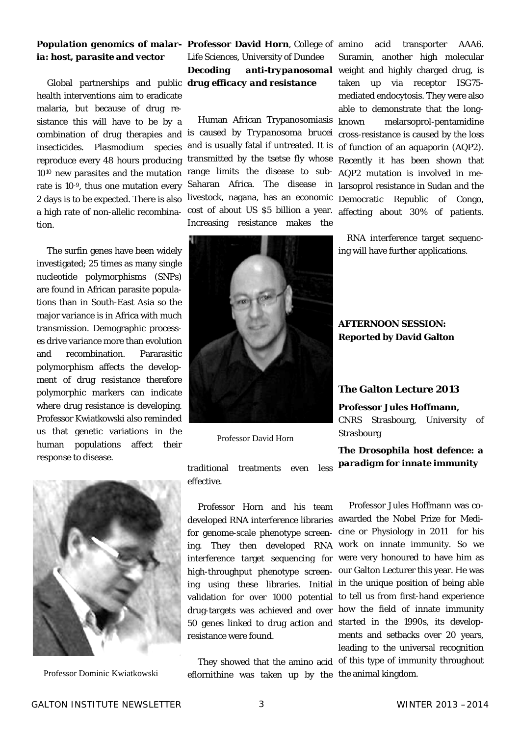**Population genomics of malaria: host, parasite and vector**

Global partnerships and public health interventions aim to eradicate malaria, but because of drug resistance this will have to be by a combination of drug therapies and insecticides. *Plasmodium* species reproduce every 48 hours producing $10^{10}$ new parasites and the mutation rate is $10^{-9}$, thus one mutation every 2 days is to be expected. There is also a high rate of non-allelic recombination.

The surfin genes have been widely investigated; 25 times as many single nucleotide polymorphisms (SNPs) are found in African parasite populations than in South-East Asia so the major variance is in Africa with much transmission. Demographic processes drive variance more than evolution and recombination. Pararasitic polymorphism affects the development of drug resistance therefore polymorphic markers can indicate where drug resistance is developing. Professor Kwiatkowski also reminded us that genetic variations in the human populations affect their response to disease.

Professor Dominic Kwiatkowski

**Professor David Horn**, College of Life Sciences, University of Dundee

***Decoding anti-trypanosomal drug efficacy and resistance***

Human African Trypanosomiasis is caused by *Trypanosoma brucei* and is usually fatal if untreated. It is transmitted by the tsetse fly whose range limits the disease to sub-Saharan Africa. The disease in livestock, nagana, has an economic cost of about US $5 billion a year. Increasing resistance makes the traditional treatments even less effective.

Professor David Horn

Professor Horn and his team developed RNA interference libraries for genome-scale phenotype screening. They then developed RNA interference target sequencing for high-throughput phenotype screening using these libraries. Initial validation for over 1000 potential drug-targets was achieved and over 50 genes linked to drug action and resistance were found.

They showed that the amino acid eflornithine was taken up by the amino acid transporter AAA6. Suramin, another high molecular weight and highly charged drug, is taken up via receptor ISG75-mediated endocytosis. They were also able to demonstrate that the long-known melarsoprol-pentamidine cross-resistance is caused by the loss of function of an aquaporin (AQP2). Recently it has been shown that AQP2 mutation is involved in melarsoprol resistance in Sudan and the Democratic Republic of Congo, affecting about 30% of patients.

RNA interference target sequencing will have further applications.

**AFTERNOON SESSION: Reported by David Galton**

### The Galton Lecture 2013

**Professor Jules Hoffmann,**
CNRS Strasbourg, University of Strasbourg

***The Drosophila host defence: a paradigm for innate immunity***

Professor Jules Hoffmann was co-awarded the Nobel Prize for Medicine or Physiology in 2011 for his work on innate immunity. So we were very honoured to have him as our Galton Lecturer this year. He was in the unique position of being able to tell us from first-hand experience how the field of innate immunity started in the 1990s, its developments and setbacks over 20 years, leading to the universal recognition of this type of immunity throughout the animal kingdom.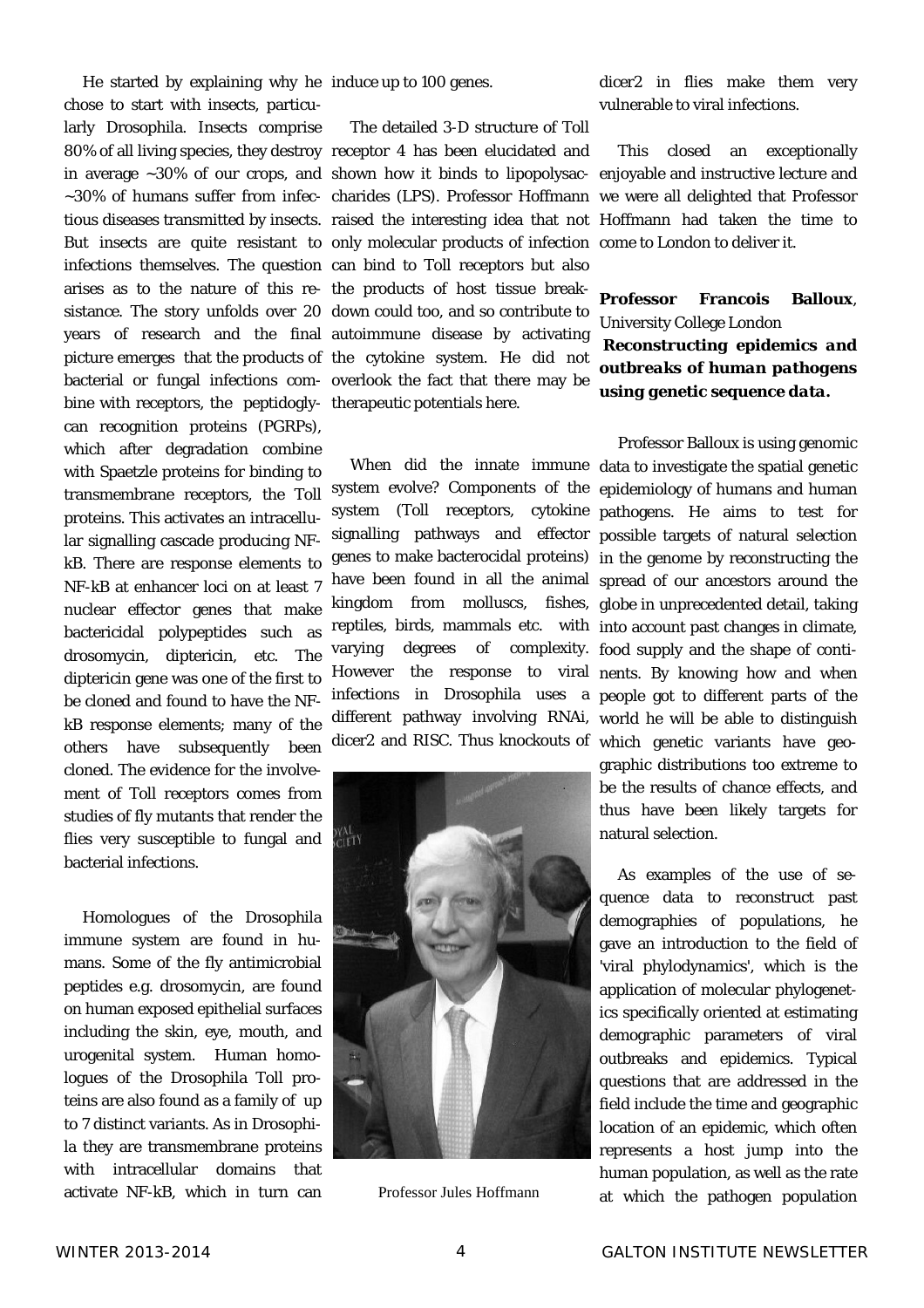He started by explaining why he chose to start with insects, particularly Drosophila. Insects comprise 80% of all living species, they destroy in average ~30% of our crops, and ~30% of humans suffer from infectious diseases transmitted by insects. But insects are quite resistant to infections themselves. The question arises as to the nature of this resistance. The story unfolds over 20 years of research and the final picture emerges that the products of bacterial or fungal infections combine with receptors, the peptidoglycan recognition proteins (PGRPs), which after degradation combine with Spaetzle proteins for binding to transmembrane receptors, the Toll proteins. This activates an intracellular signalling cascade producing NF-kB. There are response elements to NF-kB at enhancer loci on at least 7 nuclear effector genes that make bactericidal polypeptides such as drosomycin, diptericin, etc. The diptericin gene was one of the first to be cloned and found to have the NF-kB response elements; many of the others have subsequently been cloned. The evidence for the involvement of Toll receptors comes from studies of fly mutants that render the flies very susceptible to fungal and bacterial infections.

Homologues of the Drosophila immune system are found in humans. Some of the fly antimicrobial peptides e.g. drosomycin, are found on human exposed epithelial surfaces including the skin, eye, mouth, and urogenital system. Human homologues of the Drosophila Toll proteins are also found as a family of up to 7 distinct variants. As in Drosophila they are transmembrane proteins with intracellular domains that activate NF-kB, which in turn can induce up to 100 genes.

The detailed 3-D structure of Toll receptor 4 has been elucidated and shown how it binds to lipopolysaccharides (LPS). Professor Hoffmann raised the interesting idea that not only molecular products of infection can bind to Toll receptors but also the products of host tissue breakdown could too, and so contribute to autoimmune disease by activating the cytokine system. He did not overlook the fact that there may be therapeutic potentials here.

When did the innate immune system evolve? Components of the system (Toll receptors, cytokine signalling pathways and effector genes to make bacterocidal proteins) have been found in all the animal kingdom from molluscs, fishes, reptiles, birds, mammals etc. with varying degrees of complexity. However the response to viral infections in Drosophila uses a different pathway involving RNAi, dicer2 and RISC. Thus knockouts of dicer2 in flies make them very vulnerable to viral infections.

Professor Jules Hoffmann

This closed an exceptionally enjoyable and instructive lecture and we were all delighted that Professor Hoffmann had taken the time to come to London to deliver it.

**Professor Francois Balloux**, University College London

***Reconstructing epidemics and outbreaks of human pathogens using genetic sequence data.***

Professor Balloux is using genomic data to investigate the spatial genetic epidemiology of humans and human pathogens. He aims to test for possible targets of natural selection in the genome by reconstructing the spread of our ancestors around the globe in unprecedented detail, taking into account past changes in climate, food supply and the shape of continents. By knowing how and when people got to different parts of the world he will be able to distinguish which genetic variants have geographic distributions too extreme to be the results of chance effects, and thus have been likely targets for natural selection.

As examples of the use of sequence data to reconstruct past demographies of populations, he gave an introduction to the field of 'viral phylodynamics', which is the application of molecular phylogenetics specifically oriented at estimating demographic parameters of viral outbreaks and epidemics. Typical questions that are addressed in the field include the time and geographic location of an epidemic, which often represents a host jump into the human population, as well as the rate at which the pathogen population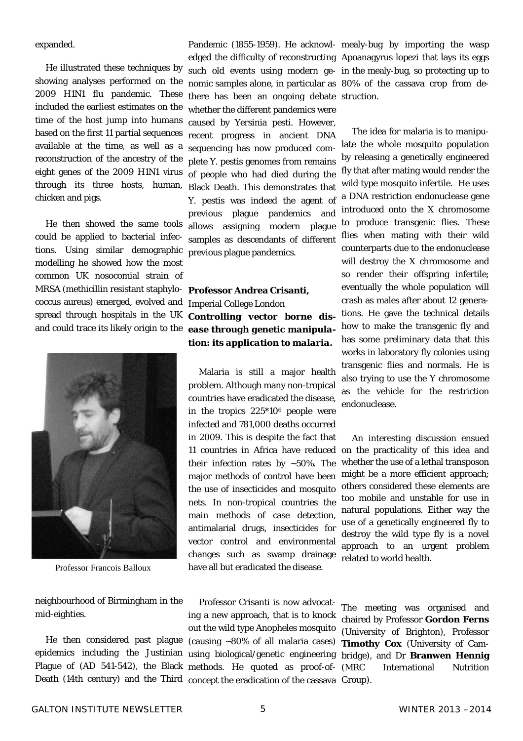expanded.

He illustrated these techniques by showing analyses performed on the 2009 H1N1 flu pandemic. These included the earliest estimates on the time of the host jump into humans based on the first 11 partial sequences available at the time, as well as a reconstruction of the ancestry of the eight genes of the 2009 H1N1 virus through its three hosts, human, chicken and pigs.

He then showed the same tools could be applied to bacterial infections. Using similar demographic modelling he showed how the most common UK nosocomial strain of MRSA (methicillin resistant staphylococcus aureus) emerged, evolved and spread through hospitals in the UK and could trace its likely origin to the neighbourhood of Birmingham in the mid-eighties.

Professor Francois Balloux

He then considered past plague epidemics including the Justinian Plague of (AD 541-542), the Black Death (14th century) and the Third Pandemic (1855-1959). He acknowledged the difficulty of reconstructing such old events using modern genomic samples alone, in particular as there has been an ongoing debate whether the different pandemics were caused by Yersinia pesti. However, recent progress in ancient DNA sequencing has now produced complete Y. pestis genomes from remains of people who had died during the Black Death. This demonstrates that Y. pestis was indeed the agent of previous plague pandemics and allows assigning modern plague samples as descendants of different previous plague pandemics.

**Professor Andrea Crisanti,**
Imperial College London
***Controlling vector borne disease through genetic manipulation: its application to malaria.***

Malaria is still a major health problem. Although many non-tropical countries have eradicated the disease, in the tropics $225*10^6$ people were infected and 781,000 deaths occurred in 2009. This is despite the fact that 11 countries in Africa have reduced their infection rates by ~50%. The major methods of control have been the use of insecticides and mosquito nets. In non-tropical countries the main methods of case detection, antimalarial drugs, insecticides for vector control and environmental changes such as swamp drainage have all but eradicated the disease.

Professor Crisanti is now advocating a new approach, that is to knock out the wild type Anopheles mosquito (causing ~80% of all malaria cases) using biological/genetic engineering methods. He quoted as proof-of-concept the eradication of the cassava mealy-bug by importing the wasp Apoanagyrus lopezi that lays its eggs in the mealy-bug, so protecting up to 80% of the cassava crop from destruction.

The idea for malaria is to manipulate the whole mosquito population by releasing a genetically engineered fly that after mating would render the wild type mosquito infertile. He uses a DNA restriction endonuclease gene introduced onto the X chromosome to produce transgenic flies. These flies when mating with their wild counterparts due to the endonuclease will destroy the X chromosome and so render their offspring infertile; eventually the whole population will crash as males after about 12 generations. He gave the technical details how to make the transgenic fly and has some preliminary data that this works in laboratory fly colonies using transgenic flies and normals. He is also trying to use the Y chromosome as the vehicle for the restriction endonuclease.

An interesting discussion ensued on the practicality of this idea and whether the use of a lethal transposon might be a more efficient approach; others considered these elements are too mobile and unstable for use in natural populations. Either way the use of a genetically engineered fly to destroy the wild type fly is a novel approach to an urgent problem related to world health.

The meeting was organised and chaired by Professor **Gordon Ferns** (University of Brighton), Professor **Timothy Cox** (University of Cambridge), and Dr **Branwen Hennig** (MRC International Nutrition Group).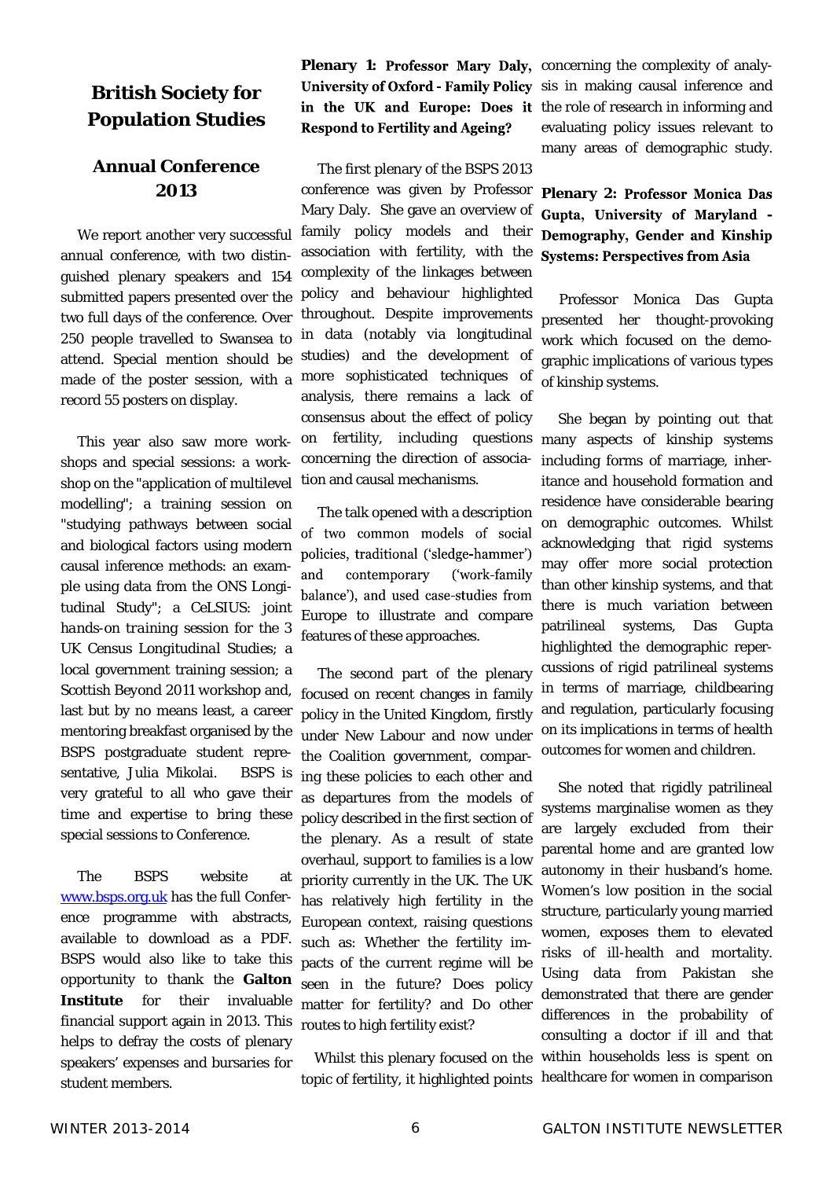# British Society for Population Studies

## Annual Conference 2013

We report another very successful annual conference, with two distinguished plenary speakers and 154 submitted papers presented over the two full days of the conference. Over 250 people travelled to Swansea to attend. Special mention should be made of the poster session, with a record 55 posters on display.

This year also saw more workshops and special sessions: a workshop on the "application of multilevel modelling"; a training session on "studying pathways between social and biological factors using modern causal inference methods: an example using data from the ONS Longitudinal Study"; a CeLSIUS: joint hands-on training session for the 3 UK Census Longitudinal Studies; a local government training session; a Scottish Beyond 2011 workshop and, last but by no means least, a career mentoring breakfast organised by the BSPS postgraduate student representative, Julia Mikolai. BSPS is very grateful to all who gave their time and expertise to bring these special sessions to Conference.

The BSPS website at www.bsps.org.uk has the full Conference programme with abstracts, available to download as a PDF. BSPS would also like to take this opportunity to thank the **Galton Institute** for their invaluable financial support again in 2013. This helps to defray the costs of plenary speakers' expenses and bursaries for student members.

**Plenary 1: Professor Mary Daly, University of Oxford - Family Policy in the UK and Europe: Does it Respond to Fertility and Ageing?**

The first plenary of the BSPS 2013 conference was given by Professor Mary Daly. She gave an overview of family policy models and their association with fertility, with the complexity of the linkages between policy and behaviour highlighted throughout. Despite improvements in data (notably via longitudinal studies) and the development of more sophisticated techniques of analysis, there remains a lack of consensus about the effect of policy on fertility, including questions concerning the direction of association and causal mechanisms.

The talk opened with a description of two common models of social policies, traditional ('sledge-hammer') and contemporary ('work-family balance'), and used case-studies from Europe to illustrate and compare features of these approaches.

The second part of the plenary focused on recent changes in family policy in the United Kingdom, firstly under New Labour and now under the Coalition government, comparing these policies to each other and as departures from the models of policy described in the first section of the plenary. As a result of state overhaul, support to families is a low priority currently in the UK. The UK has relatively high fertility in the European context, raising questions such as: Whether the fertility impacts of the current regime will be seen in the future? Does policy matter for fertility? and Do other routes to high fertility exist?

Whilst this plenary focused on the topic of fertility, it highlighted points concerning the complexity of analysis in making causal inference and the role of research in informing and evaluating policy issues relevant to many areas of demographic study.

**Plenary 2: Professor Monica Das Gupta, University of Maryland - Demography, Gender and Kinship Systems: Perspectives from Asia**

Professor Monica Das Gupta presented her thought-provoking work which focused on the demographic implications of various types of kinship systems.

She began by pointing out that many aspects of kinship systems including forms of marriage, inheritance and household formation and residence have considerable bearing on demographic outcomes. Whilst acknowledging that rigid systems may offer more social protection than other kinship systems, and that there is much variation between patrilineal systems, Das Gupta highlighted the demographic repercussions of rigid patrilineal systems in terms of marriage, childbearing and regulation, particularly focusing on its implications in terms of health outcomes for women and children.

She noted that rigidly patrilineal systems marginalise women as they are largely excluded from their parental home and are granted low autonomy in their husband's home. Women's low position in the social structure, particularly young married women, exposes them to elevated risks of ill-health and mortality. Using data from Pakistan she demonstrated that there are gender differences in the probability of consulting a doctor if ill and that within households less is spent on healthcare for women in comparison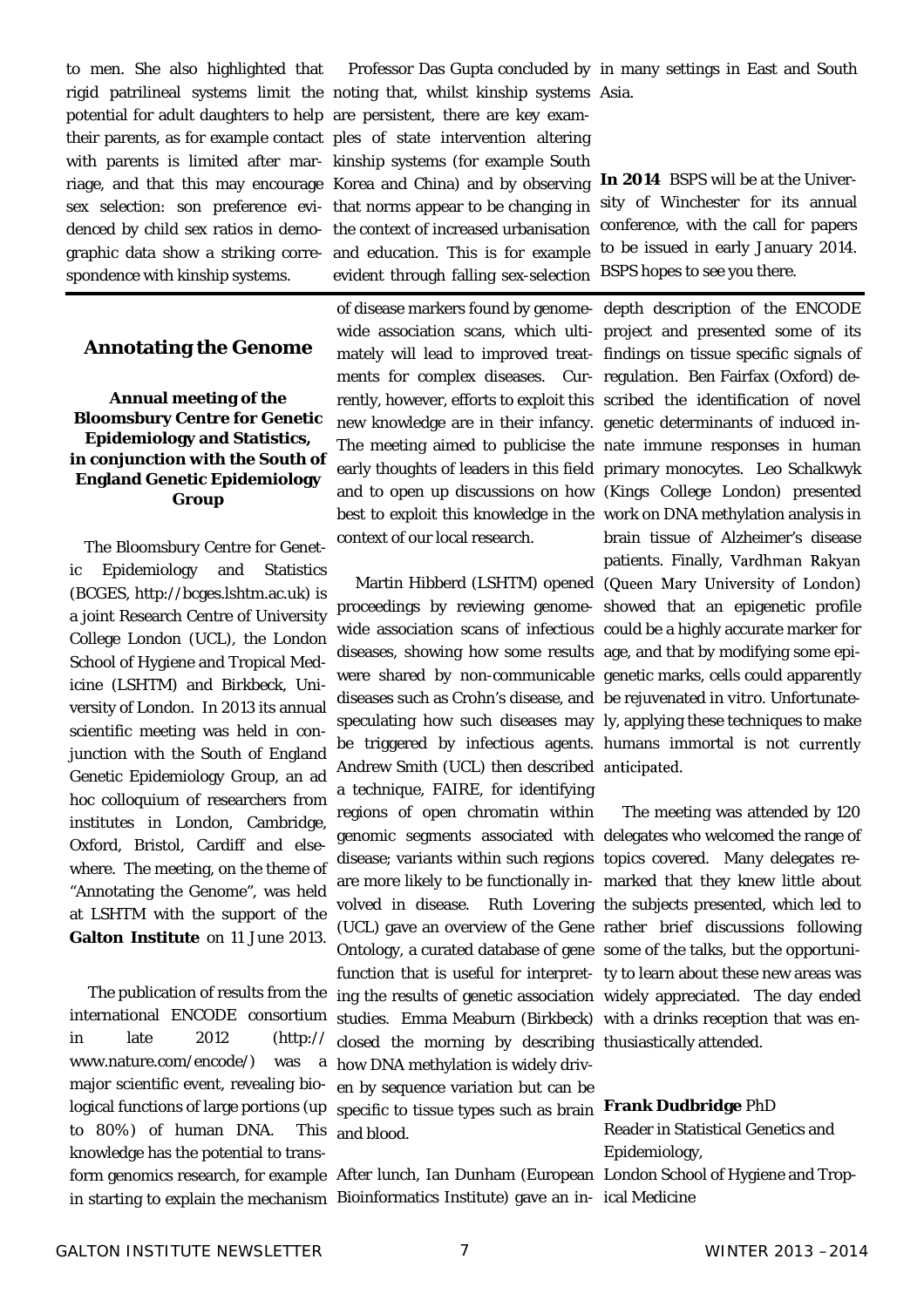to men. She also highlighted that rigid patrilineal systems limit the potential for adult daughters to help their parents, as for example contact with parents is limited after marriage, and that this may encourage sex selection: son preference evidenced by child sex ratios in demographic data show a striking correspondence with kinship systems.

Professor Das Gupta concluded by noting that, whilst kinship systems are persistent, there are key examples of state intervention altering kinship systems (for example South Korea and China) and by observing that norms appear to be changing in the context of increased urbanisation and education. This is for example evident through falling sex-selection in many settings in East and South Asia.

**In 2014** BSPS will be at the University of Winchester for its annual conference, with the call for papers to be issued in early January 2014. BSPS hopes to see you there.

## Annotating the Genome

### Annual meeting of the Bloomsbury Centre for Genetic Epidemiology and Statistics, in conjunction with the South of England Genetic Epidemiology Group

The Bloomsbury Centre for Genetic Epidemiology and Statistics (BCGES, http://bcges.lshtm.ac.uk) is a joint Research Centre of University College London (UCL), the London School of Hygiene and Tropical Medicine (LSHTM) and Birkbeck, University of London. In 2013 its annual scientific meeting was held in conjunction with the South of England Genetic Epidemiology Group, an ad hoc colloquium of researchers from institutes in London, Cambridge, Oxford, Bristol, Cardiff and elsewhere. The meeting, on the theme of "Annotating the Genome", was held at LSHTM with the support of the **Galton Institute** on 11 June 2013.

The publication of results from the international ENCODE consortium in late 2012 (http://www.nature.com/encode/) was a major scientific event, revealing biological functions of large portions (up to 80%) of human DNA. This knowledge has the potential to transform genomics research, for example in starting to explain the mechanism of disease markers found by genome-wide association scans, which ultimately will lead to improved treatments for complex diseases. Currently, however, efforts to exploit this new knowledge are in their infancy. The meeting aimed to publicise the early thoughts of leaders in this field and to open up discussions on how best to exploit this knowledge in the context of our local research.

Martin Hibberd (LSHTM) opened proceedings by reviewing genome-wide association scans of infectious diseases, showing how some results were shared by non-communicable diseases such as Crohn's disease, and speculating how such diseases may be triggered by infectious agents. Andrew Smith (UCL) then described a technique, FAIRE, for identifying regions of open chromatin within genomic segments associated with disease; variants within such regions are more likely to be functionally involved in disease. Ruth Lovering (UCL) gave an overview of the Gene Ontology, a curated database of gene function that is useful for interpreting the results of genetic association studies. Emma Meaburn (Birkbeck) closed the morning by describing how DNA methylation is widely driven by sequence variation but can be specific to tissue types such as brain and blood.

After lunch, Ian Dunham (European Bioinformatics Institute) gave an in-depth description of the ENCODE project and presented some of its findings on tissue specific signals of regulation. Ben Fairfax (Oxford) described the identification of novel genetic determinants of induced innate immune responses in human primary monocytes. Leo Schalkwyk (Kings College London) presented work on DNA methylation analysis in brain tissue of Alzheimer's disease patients. Finally, Vardhman Rakyan (Queen Mary University of London) showed that an epigenetic profile could be a highly accurate marker for age, and that by modifying some epigenetic marks, cells could apparently be rejuvenated *in vitro*. Unfortunately, applying these techniques to make humans immortal is not currently anticipated.

The meeting was attended by 120 delegates who welcomed the range of topics covered. Many delegates remarked that they knew little about the subjects presented, which led to rather brief discussions following some of the talks, but the opportunity to learn about these new areas was widely appreciated. The day ended with a drinks reception that was enthusiastically attended.

**Frank Dudbridge** PhD
Reader in Statistical Genetics and Epidemiology,
London School of Hygiene and Tropical Medicine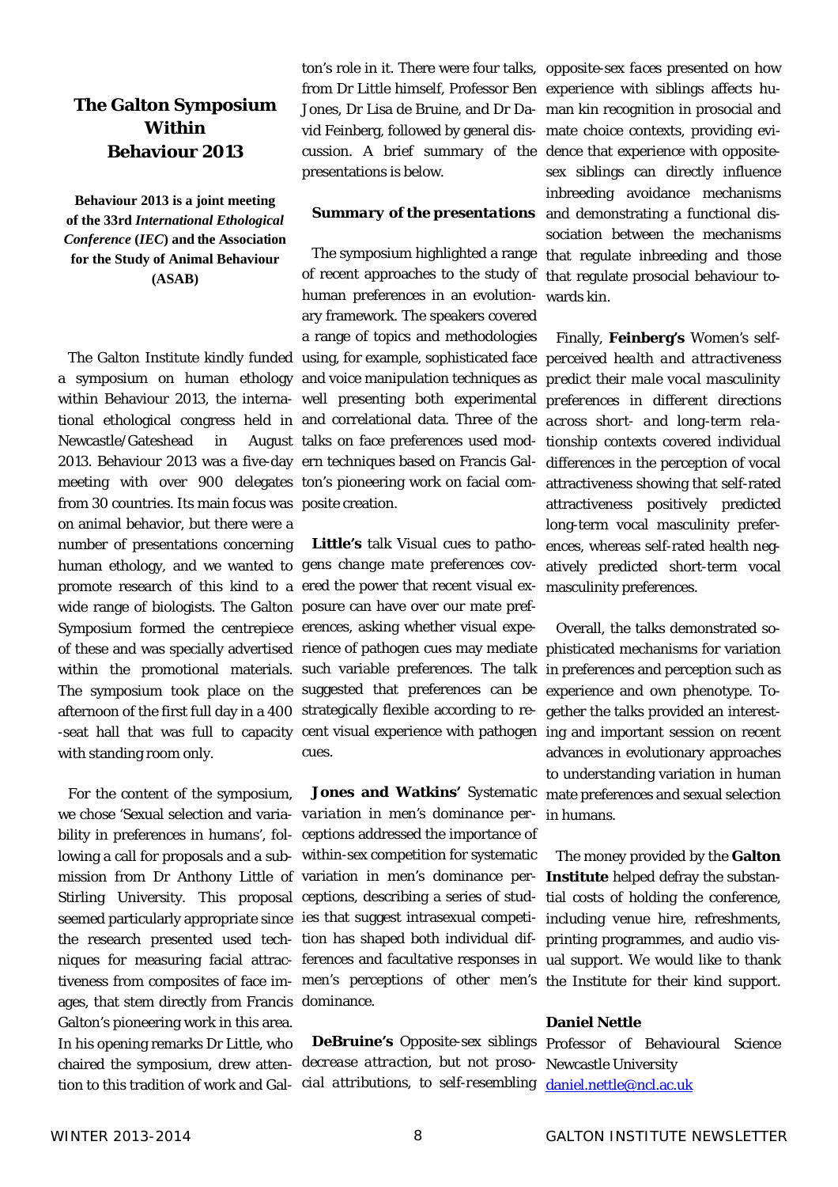# The Galton Symposium Within Behaviour 2013

**Behaviour 2013 is a joint meeting of the 33rd *International Ethological Conference* (*IEC*) and the Association for the Study of Animal Behaviour (ASAB)**

The Galton Institute kindly funded a symposium on human ethology within Behaviour 2013, the international ethological congress held in Newcastle/Gateshead in August 2013. Behaviour 2013 was a five-day meeting with over 900 delegates from 30 countries. Its main focus was on animal behavior, but there were a number of presentations concerning human ethology, and we wanted to promote research of this kind to a wide range of biologists. The Galton Symposium formed the centrepiece of these and was specially advertised within the promotional materials. The symposium took place on the afternoon of the first full day in a 400-seat hall that was full to capacity with standing room only.

For the content of the symposium, we chose 'Sexual selection and variability in preferences in humans', following a call for proposals and a submission from Dr Anthony Little of Stirling University. This proposal seemed particularly appropriate since the research presented used techniques for measuring facial attractiveness from composites of face images, that stem directly from Francis Galton's pioneering work in this area. In his opening remarks Dr Little, who chaired the symposium, drew attention to this tradition of work and Galton's role in it. There were four talks, from Dr Little himself, Professor Ben Jones, Dr Lisa de Bruine, and Dr David Feinberg, followed by general discussion. A brief summary of the presentations is below.

### *Summary of the presentations*

The symposium highlighted a range of recent approaches to the study of human preferences in an evolutionary framework. The speakers covered a range of topics and methodologies using, for example, sophisticated face and voice manipulation techniques as well presenting both experimental and correlational data. Three of the talks on face preferences used modern techniques based on Francis Galton's pioneering work on facial composite creation.

**Little's** talk *Visual cues to pathogens change mate preferences* covered the power that recent visual exposure can have over our mate preferences, asking whether visual experience of pathogen cues may mediate such variable preferences. The talk suggested that preferences can be strategically flexible according to recent visual experience with pathogen cues.

**Jones and Watkins'** *Systematic variation in men's dominance perceptions* addressed the importance of within-sex competition for systematic variation in men's dominance perceptions, describing a series of studies that suggest intrasexual competition has shaped both individual differences and facultative responses in men's perceptions of other men's dominance.

**DeBruine's** *Opposite-sex siblings decrease attraction, but not prosocial attributions, to self-resembling opposite-sex faces* presented on how experience with siblings affects human kin recognition in prosocial and mate choice contexts, providing evidence that experience with opposite-sex siblings can directly influence inbreeding avoidance mechanisms and demonstrating a functional dissociation between the mechanisms that regulate inbreeding and those that regulate prosocial behaviour towards kin.

Finally, **Feinberg's** *Women's self-perceived health and attractiveness predict their male vocal masculinity preferences in different directions across short- and long-term relationship contexts* covered individual differences in the perception of vocal attractiveness showing that self-rated attractiveness positively predicted long-term vocal masculinity preferences, whereas self-rated health negatively predicted short-term vocal masculinity preferences.

Overall, the talks demonstrated sophisticated mechanisms for variation in preferences and perception such as experience and own phenotype. Together the talks provided an interesting and important session on recent advances in evolutionary approaches to understanding variation in human mate preferences and sexual selection in humans.

The money provided by the **Galton Institute** helped defray the substantial costs of holding the conference, including venue hire, refreshments, printing programmes, and audio visual support. We would like to thank the Institute for their kind support.

**Daniel Nettle**
Professor of Behavioural Science
Newcastle University
daniel.nettle@ncl.ac.uk